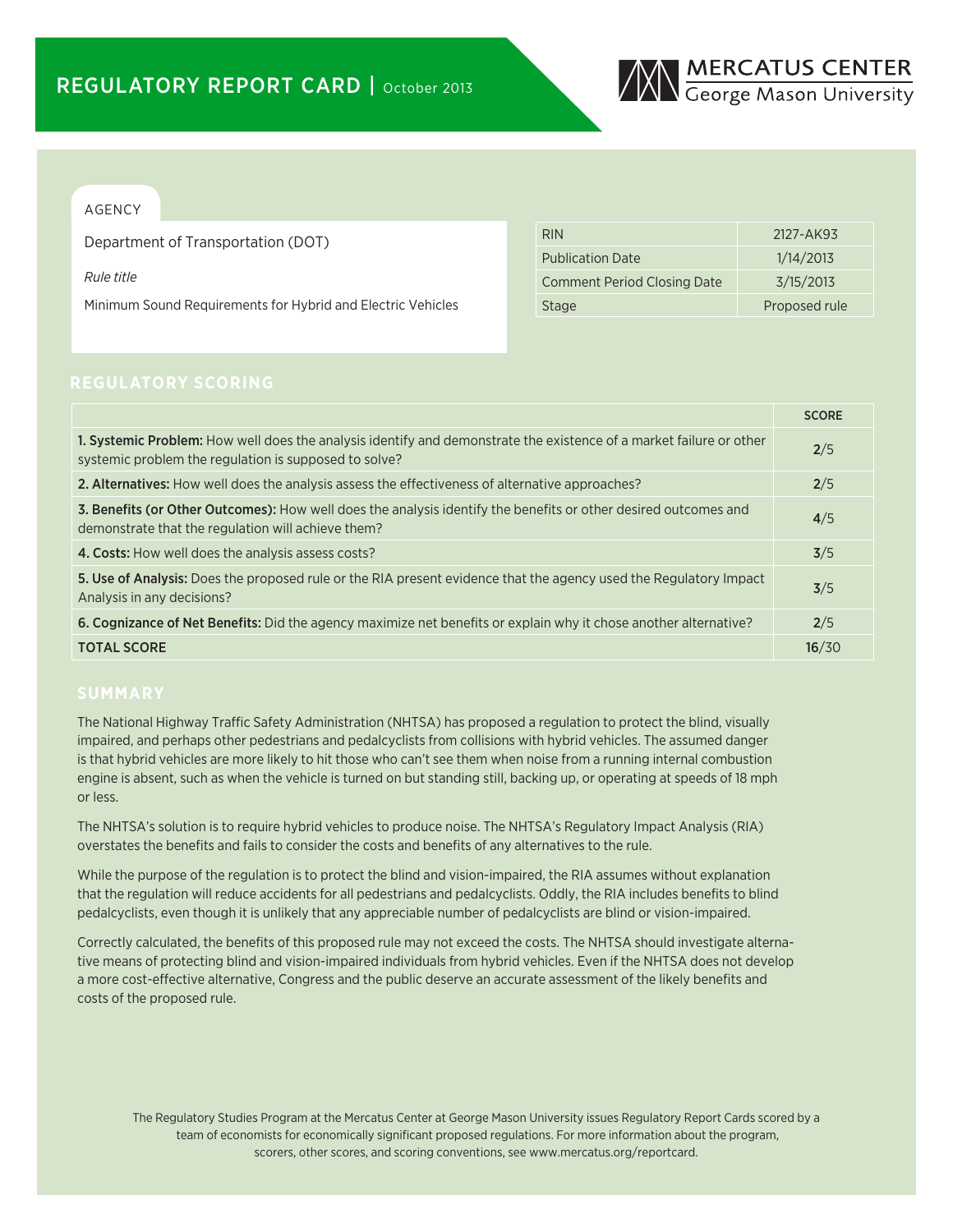# REGULATORY REPORT CARD | October 2013

MERCATUS CENTER
George Mason University

## AGENCY

Department of Transportation (DOT)

*Rule title*

Minimum Sound Requirements for Hybrid and Electric Vehicles

| RIN | 2127-AK93 |
|---|---|
| Publication Date | 1/14/2013 |
| Comment Period Closing Date | 3/15/2013 |
| Stage | Proposed rule |

## REGULATORY SCORING

| | SCORE |
|---|---|
| **1. Systemic Problem:** How well does the analysis identify and demonstrate the existence of a market failure or other systemic problem the regulation is supposed to solve? | **2**/5 |
| **2. Alternatives:** How well does the analysis assess the effectiveness of alternative approaches? | **2**/5 |
| **3. Benefits (or Other Outcomes):** How well does the analysis identify the benefits or other desired outcomes and demonstrate that the regulation will achieve them? | **4**/5 |
| **4. Costs:** How well does the analysis assess costs? | **3**/5 |
| **5. Use of Analysis:** Does the proposed rule or the RIA present evidence that the agency used the Regulatory Impact Analysis in any decisions? | **3**/5 |
| **6. Cognizance of Net Benefits:** Did the agency maximize net benefits or explain why it chose another alternative? | **2**/5 |
| **TOTAL SCORE** | **16**/30 |

## SUMMARY

The National Highway Traffic Safety Administration (NHTSA) has proposed a regulation to protect the blind, visually impaired, and perhaps other pedestrians and pedalcyclists from collisions with hybrid vehicles. The assumed danger is that hybrid vehicles are more likely to hit those who can't see them when noise from a running internal combustion engine is absent, such as when the vehicle is turned on but standing still, backing up, or operating at speeds of 18 mph or less.

The NHTSA's solution is to require hybrid vehicles to produce noise. The NHTSA's Regulatory Impact Analysis (RIA) overstates the benefits and fails to consider the costs and benefits of any alternatives to the rule.

While the purpose of the regulation is to protect the blind and vision-impaired, the RIA assumes without explanation that the regulation will reduce accidents for all pedestrians and pedalcyclists. Oddly, the RIA includes benefits to blind pedalcyclists, even though it is unlikely that any appreciable number of pedalcyclists are blind or vision-impaired.

Correctly calculated, the benefits of this proposed rule may not exceed the costs. The NHTSA should investigate alternative means of protecting blind and vision-impaired individuals from hybrid vehicles. Even if the NHTSA does not develop a more cost-effective alternative, Congress and the public deserve an accurate assessment of the likely benefits and costs of the proposed rule.

The Regulatory Studies Program at the Mercatus Center at George Mason University issues Regulatory Report Cards scored by a team of economists for economically significant proposed regulations. For more information about the program, scorers, other scores, and scoring conventions, see www.mercatus.org/reportcard.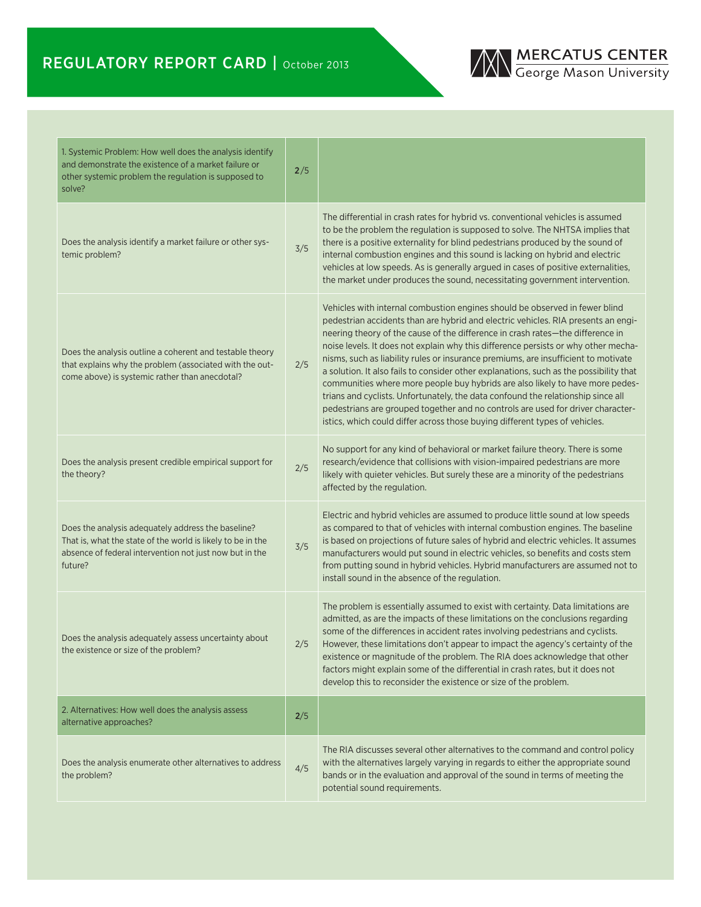## REGULATORY REPORT CARD | October 2013

| | | |
|---|---|---|
| 1. Systemic Problem: How well does the analysis identify and demonstrate the existence of a market failure or other systemic problem the regulation is supposed to solve? | **2**/5 | |
| Does the analysis identify a market failure or other systemic problem? | 3/5 | The differential in crash rates for hybrid vs. conventional vehicles is assumed to be the problem the regulation is supposed to solve. The NHTSA implies that there is a positive externality for blind pedestrians produced by the sound of internal combustion engines and this sound is lacking on hybrid and electric vehicles at low speeds. As is generally argued in cases of positive externalities, the market under produces the sound, necessitating government intervention. |
| Does the analysis outline a coherent and testable theory that explains why the problem (associated with the outcome above) is systemic rather than anecdotal? | 2/5 | Vehicles with internal combustion engines should be observed in fewer blind pedestrian accidents than are hybrid and electric vehicles. RIA presents an engineering theory of the cause of the difference in crash rates—the difference in noise levels. It does not explain why this difference persists or why other mechanisms, such as liability rules or insurance premiums, are insufficient to motivate a solution. It also fails to consider other explanations, such as the possibility that communities where more people buy hybrids are also likely to have more pedestrians and cyclists. Unfortunately, the data confound the relationship since all pedestrians are grouped together and no controls are used for driver characteristics, which could differ across those buying different types of vehicles. |
| Does the analysis present credible empirical support for the theory? | 2/5 | No support for any kind of behavioral or market failure theory. There is some research/evidence that collisions with vision-impaired pedestrians are more likely with quieter vehicles. But surely these are a minority of the pedestrians affected by the regulation. |
| Does the analysis adequately address the baseline? That is, what the state of the world is likely to be in the absence of federal intervention not just now but in the future? | 3/5 | Electric and hybrid vehicles are assumed to produce little sound at low speeds as compared to that of vehicles with internal combustion engines. The baseline is based on projections of future sales of hybrid and electric vehicles. It assumes manufacturers would put sound in electric vehicles, so benefits and costs stem from putting sound in hybrid vehicles. Hybrid manufacturers are assumed not to install sound in the absence of the regulation. |
| Does the analysis adequately assess uncertainty about the existence or size of the problem? | 2/5 | The problem is essentially assumed to exist with certainty. Data limitations are admitted, as are the impacts of these limitations on the conclusions regarding some of the differences in accident rates involving pedestrians and cyclists. However, these limitations don't appear to impact the agency's certainty of the existence or magnitude of the problem. The RIA does acknowledge that other factors might explain some of the differential in crash rates, but it does not develop this to reconsider the existence or size of the problem. |
| 2. Alternatives: How well does the analysis assess alternative approaches? | **2**/5 | |
| Does the analysis enumerate other alternatives to address the problem? | 4/5 | The RIA discusses several other alternatives to the command and control policy with the alternatives largely varying in regards to either the appropriate sound bands or in the evaluation and approval of the sound in terms of meeting the potential sound requirements. |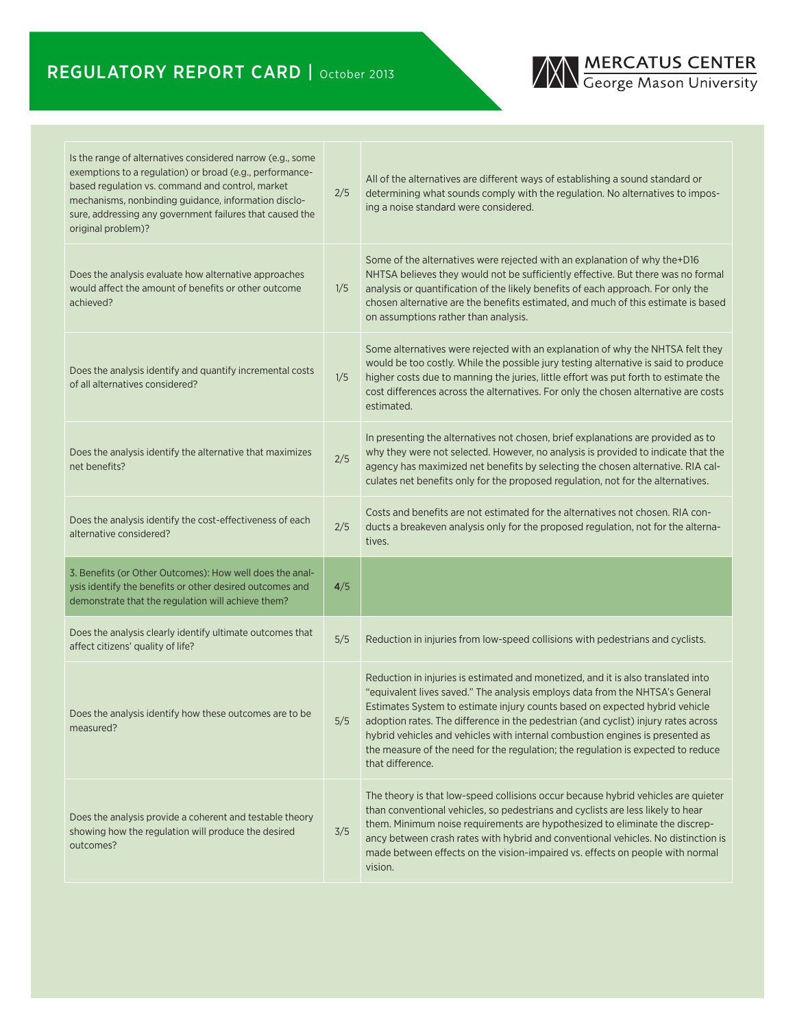| | | |
|---|---|---|
| Is the range of alternatives considered narrow (e.g., some exemptions to a regulation) or broad (e.g., performance-based regulation vs. command and control, market mechanisms, nonbinding guidance, information disclosure, addressing any government failures that caused the original problem)? | 2/5 | All of the alternatives are different ways of establishing a sound standard or determining what sounds comply with the regulation. No alternatives to imposing a noise standard were considered. |
| Does the analysis evaluate how alternative approaches would affect the amount of benefits or other outcome achieved? | 1/5 | Some of the alternatives were rejected with an explanation of why the+D16 NHTSA believes they would not be sufficiently effective. But there was no formal analysis or quantification of the likely benefits of each approach. For only the chosen alternative are the benefits estimated, and much of this estimate is based on assumptions rather than analysis. |
| Does the analysis identify and quantify incremental costs of all alternatives considered? | 1/5 | Some alternatives were rejected with an explanation of why the NHTSA felt they would be too costly. While the possible jury testing alternative is said to produce higher costs due to manning the juries, little effort was put forth to estimate the cost differences across the alternatives. For only the chosen alternative are costs estimated. |
| Does the analysis identify the alternative that maximizes net benefits? | 2/5 | In presenting the alternatives not chosen, brief explanations are provided as to why they were not selected. However, no analysis is provided to indicate that the agency has maximized net benefits by selecting the chosen alternative. RIA calculates net benefits only for the proposed regulation, not for the alternatives. |
| Does the analysis identify the cost-effectiveness of each alternative considered? | 2/5 | Costs and benefits are not estimated for the alternatives not chosen. RIA conducts a breakeven analysis only for the proposed regulation, not for the alternatives. |
| 3. Benefits (or Other Outcomes): How well does the analysis identify the benefits or other desired outcomes and demonstrate that the regulation will achieve them? | **4**/5 | |
| Does the analysis clearly identify ultimate outcomes that affect citizens' quality of life? | 5/5 | Reduction in injuries from low-speed collisions with pedestrians and cyclists. |
| Does the analysis identify how these outcomes are to be measured? | 5/5 | Reduction in injuries is estimated and monetized, and it is also translated into "equivalent lives saved." The analysis employs data from the NHTSA's General Estimates System to estimate injury counts based on expected hybrid vehicle adoption rates. The difference in the pedestrian (and cyclist) injury rates across hybrid vehicles and vehicles with internal combustion engines is presented as the measure of the need for the regulation; the regulation is expected to reduce that difference. |
| Does the analysis provide a coherent and testable theory showing how the regulation will produce the desired outcomes? | 3/5 | The theory is that low-speed collisions occur because hybrid vehicles are quieter than conventional vehicles, so pedestrians and cyclists are less likely to hear them. Minimum noise requirements are hypothesized to eliminate the discrepancy between crash rates with hybrid and conventional vehicles. No distinction is made between effects on the vision-impaired vs. effects on people with normal vision. |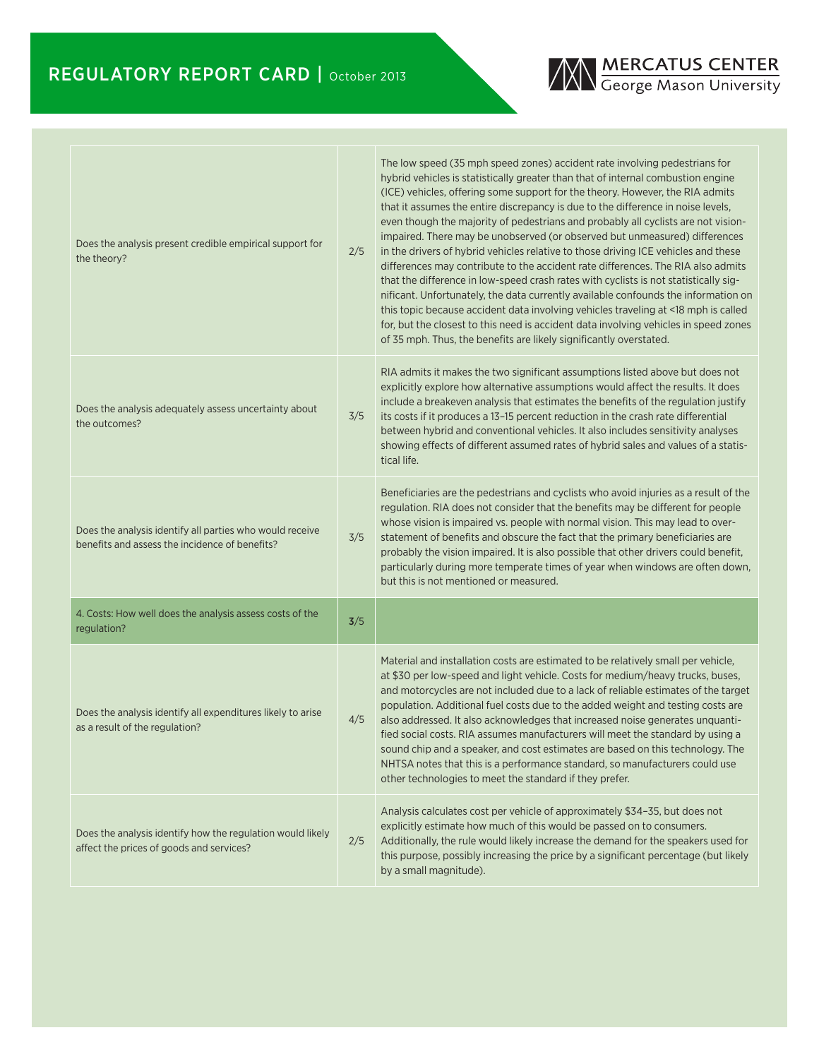| | | |
|---|---|---|
| Does the analysis present credible empirical support for the theory? | 2/5 | The low speed (35 mph speed zones) accident rate involving pedestrians for hybrid vehicles is statistically greater than that of internal combustion engine (ICE) vehicles, offering some support for the theory. However, the RIA admits that it assumes the entire discrepancy is due to the difference in noise levels, even though the majority of pedestrians and probably all cyclists are not vision-impaired. There may be unobserved (or observed but unmeasured) differences in the drivers of hybrid vehicles relative to those driving ICE vehicles and these differences may contribute to the accident rate differences. The RIA also admits that the difference in low-speed crash rates with cyclists is not statistically significant. Unfortunately, the data currently available confounds the information on this topic because accident data involving vehicles traveling at <18 mph is called for, but the closest to this need is accident data involving vehicles in speed zones of 35 mph. Thus, the benefits are likely significantly overstated. |
| Does the analysis adequately assess uncertainty about the outcomes? | 3/5 | RIA admits it makes the two significant assumptions listed above but does not explicitly explore how alternative assumptions would affect the results. It does include a breakeven analysis that estimates the benefits of the regulation justify its costs if it produces a 13–15 percent reduction in the crash rate differential between hybrid and conventional vehicles. It also includes sensitivity analyses showing effects of different assumed rates of hybrid sales and values of a statistical life. |
| Does the analysis identify all parties who would receive benefits and assess the incidence of benefits? | 3/5 | Beneficiaries are the pedestrians and cyclists who avoid injuries as a result of the regulation. RIA does not consider that the benefits may be different for people whose vision is impaired vs. people with normal vision. This may lead to overstatement of benefits and obscure the fact that the primary beneficiaries are probably the vision impaired. It is also possible that other drivers could benefit, particularly during more temperate times of year when windows are often down, but this is not mentioned or measured. |
| 4. Costs: How well does the analysis assess costs of the regulation? | **3**/5 | |
| Does the analysis identify all expenditures likely to arise as a result of the regulation? | 4/5 | Material and installation costs are estimated to be relatively small per vehicle, at $30 per low-speed and light vehicle. Costs for medium/heavy trucks, buses, and motorcycles are not included due to a lack of reliable estimates of the target population. Additional fuel costs due to the added weight and testing costs are also addressed. It also acknowledges that increased noise generates unquantified social costs. RIA assumes manufacturers will meet the standard by using a sound chip and a speaker, and cost estimates are based on this technology. The NHTSA notes that this is a performance standard, so manufacturers could use other technologies to meet the standard if they prefer. |
| Does the analysis identify how the regulation would likely affect the prices of goods and services? | 2/5 | Analysis calculates cost per vehicle of approximately $34–35, but does not explicitly estimate how much of this would be passed on to consumers. Additionally, the rule would likely increase the demand for the speakers used for this purpose, possibly increasing the price by a significant percentage (but likely by a small magnitude). |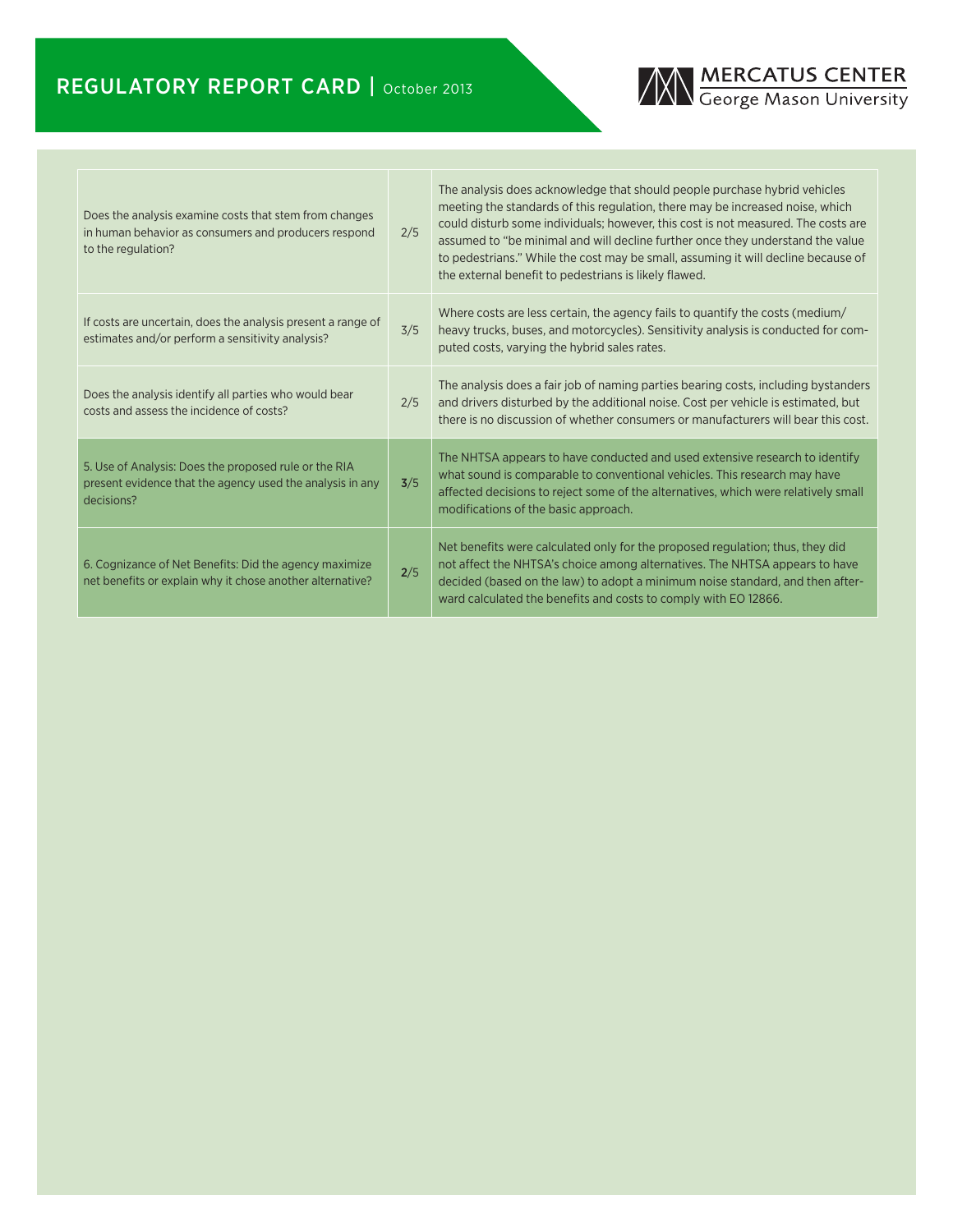| | | |
|---|---|---|
| Does the analysis examine costs that stem from changes in human behavior as consumers and producers respond to the regulation? | 2/5 | The analysis does acknowledge that should people purchase hybrid vehicles meeting the standards of this regulation, there may be increased noise, which could disturb some individuals; however, this cost is not measured. The costs are assumed to "be minimal and will decline further once they understand the value to pedestrians." While the cost may be small, assuming it will decline because of the external benefit to pedestrians is likely flawed. |
| If costs are uncertain, does the analysis present a range of estimates and/or perform a sensitivity analysis? | 3/5 | Where costs are less certain, the agency fails to quantify the costs (medium/heavy trucks, buses, and motorcycles). Sensitivity analysis is conducted for computed costs, varying the hybrid sales rates. |
| Does the analysis identify all parties who would bear costs and assess the incidence of costs? | 2/5 | The analysis does a fair job of naming parties bearing costs, including bystanders and drivers disturbed by the additional noise. Cost per vehicle is estimated, but there is no discussion of whether consumers or manufacturers will bear this cost. |
| 5. Use of Analysis: Does the proposed rule or the RIA present evidence that the agency used the analysis in any decisions? | **3**/5 | The NHTSA appears to have conducted and used extensive research to identify what sound is comparable to conventional vehicles. This research may have affected decisions to reject some of the alternatives, which were relatively small modifications of the basic approach. |
| 6. Cognizance of Net Benefits: Did the agency maximize net benefits or explain why it chose another alternative? | **2**/5 | Net benefits were calculated only for the proposed regulation; thus, they did not affect the NHTSA's choice among alternatives. The NHTSA appears to have decided (based on the law) to adopt a minimum noise standard, and then afterward calculated the benefits and costs to comply with EO 12866. |